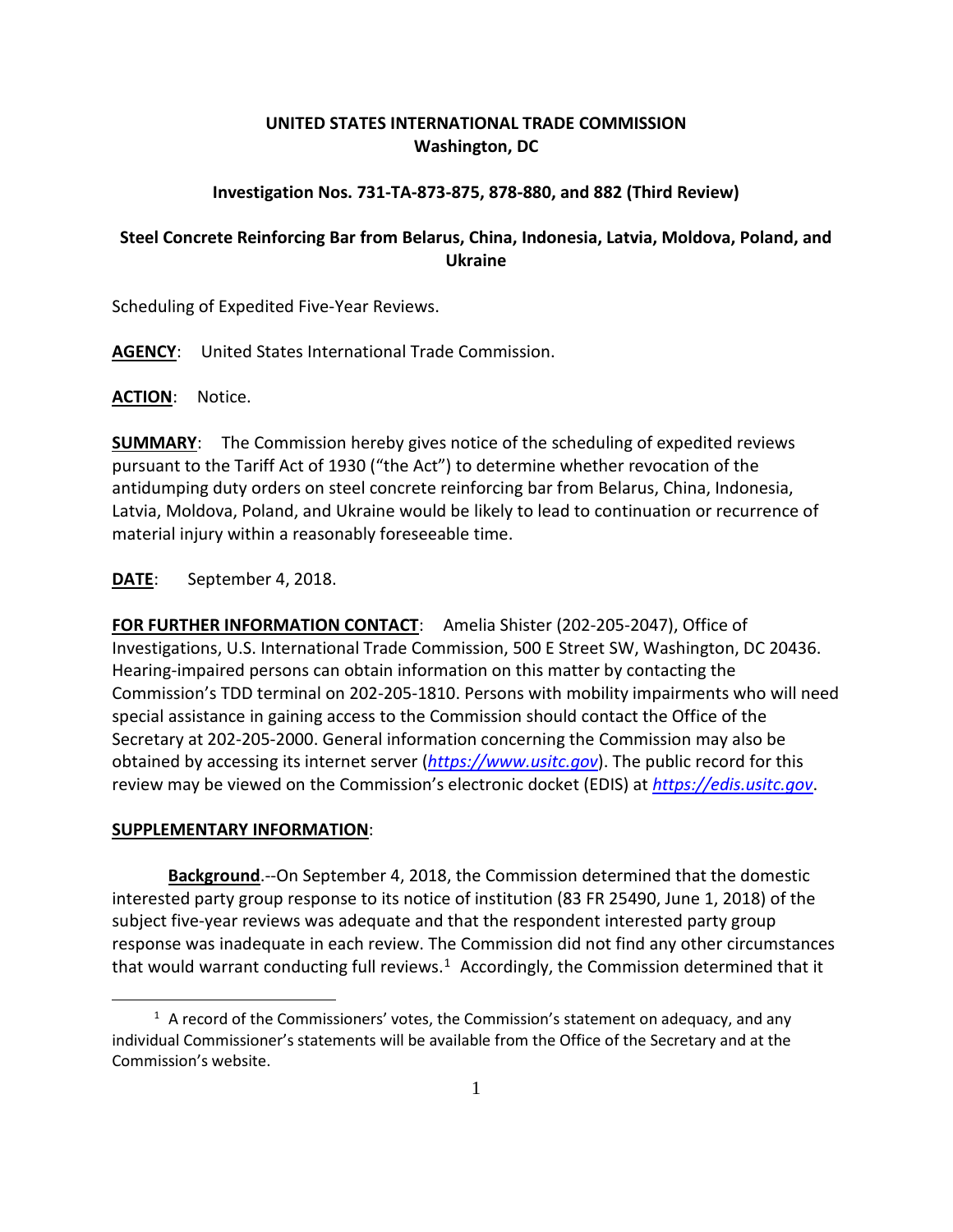**UNITED STATES INTERNATIONAL TRADE COMMISSION**
**Washington, DC**

**Investigation Nos. 731-TA-873-875, 878-880, and 882 (Third Review)**

**Steel Concrete Reinforcing Bar from Belarus, China, Indonesia, Latvia, Moldova, Poland, and Ukraine**

Scheduling of Expedited Five-Year Reviews.

**AGENCY**: United States International Trade Commission.

**ACTION**: Notice.

**SUMMARY**: The Commission hereby gives notice of the scheduling of expedited reviews pursuant to the Tariff Act of 1930 ("the Act") to determine whether revocation of the antidumping duty orders on steel concrete reinforcing bar from Belarus, China, Indonesia, Latvia, Moldova, Poland, and Ukraine would be likely to lead to continuation or recurrence of material injury within a reasonably foreseeable time.

**DATE**: September 4, 2018.

**FOR FURTHER INFORMATION CONTACT**: Amelia Shister (202-205-2047), Office of Investigations, U.S. International Trade Commission, 500 E Street SW, Washington, DC 20436. Hearing-impaired persons can obtain information on this matter by contacting the Commission's TDD terminal on 202-205-1810. Persons with mobility impairments who will need special assistance in gaining access to the Commission should contact the Office of the Secretary at 202-205-2000. General information concerning the Commission may also be obtained by accessing its internet server (*https://www.usitc.gov*). The public record for this review may be viewed on the Commission's electronic docket (EDIS) at *https://edis.usitc.gov*.

**SUPPLEMENTARY INFORMATION**:

**Background**.--On September 4, 2018, the Commission determined that the domestic interested party group response to its notice of institution (83 FR 25490, June 1, 2018) of the subject five-year reviews was adequate and that the respondent interested party group response was inadequate in each review. The Commission did not find any other circumstances that would warrant conducting full reviews.[1] Accordingly, the Commission determined that it

[1] A record of the Commissioners' votes, the Commission's statement on adequacy, and any individual Commissioner's statements will be available from the Office of the Secretary and at the Commission's website.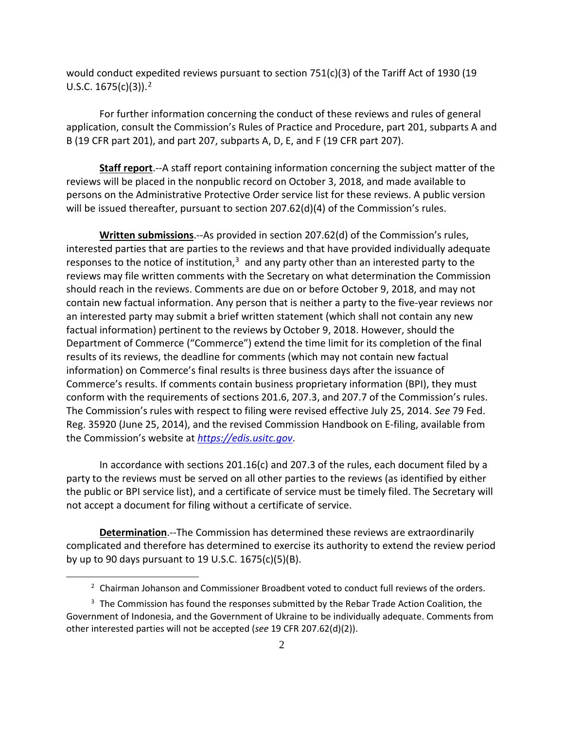would conduct expedited reviews pursuant to section 751(c)(3) of the Tariff Act of 1930 (19 U.S.C. 1675(c)(3)).[2]

For further information concerning the conduct of these reviews and rules of general application, consult the Commission's Rules of Practice and Procedure, part 201, subparts A and B (19 CFR part 201), and part 207, subparts A, D, E, and F (19 CFR part 207).

**Staff report**.--A staff report containing information concerning the subject matter of the reviews will be placed in the nonpublic record on October 3, 2018, and made available to persons on the Administrative Protective Order service list for these reviews. A public version will be issued thereafter, pursuant to section 207.62(d)(4) of the Commission's rules.

**Written submissions**.--As provided in section 207.62(d) of the Commission's rules, interested parties that are parties to the reviews and that have provided individually adequate responses to the notice of institution,[3] and any party other than an interested party to the reviews may file written comments with the Secretary on what determination the Commission should reach in the reviews. Comments are due on or before October 9, 2018, and may not contain new factual information. Any person that is neither a party to the five-year reviews nor an interested party may submit a brief written statement (which shall not contain any new factual information) pertinent to the reviews by October 9, 2018. However, should the Department of Commerce ("Commerce") extend the time limit for its completion of the final results of its reviews, the deadline for comments (which may not contain new factual information) on Commerce's final results is three business days after the issuance of Commerce's results. If comments contain business proprietary information (BPI), they must conform with the requirements of sections 201.6, 207.3, and 207.7 of the Commission's rules. The Commission's rules with respect to filing were revised effective July 25, 2014. *See* 79 Fed. Reg. 35920 (June 25, 2014), and the revised Commission Handbook on E-filing, available from the Commission's website at *https://edis.usitc.gov*.

In accordance with sections 201.16(c) and 207.3 of the rules, each document filed by a party to the reviews must be served on all other parties to the reviews (as identified by either the public or BPI service list), and a certificate of service must be timely filed. The Secretary will not accept a document for filing without a certificate of service.

**Determination**.--The Commission has determined these reviews are extraordinarily complicated and therefore has determined to exercise its authority to extend the review period by up to 90 days pursuant to 19 U.S.C. 1675(c)(5)(B).

---

[2] Chairman Johanson and Commissioner Broadbent voted to conduct full reviews of the orders.

[3] The Commission has found the responses submitted by the Rebar Trade Action Coalition, the Government of Indonesia, and the Government of Ukraine to be individually adequate. Comments from other interested parties will not be accepted (*see* 19 CFR 207.62(d)(2)).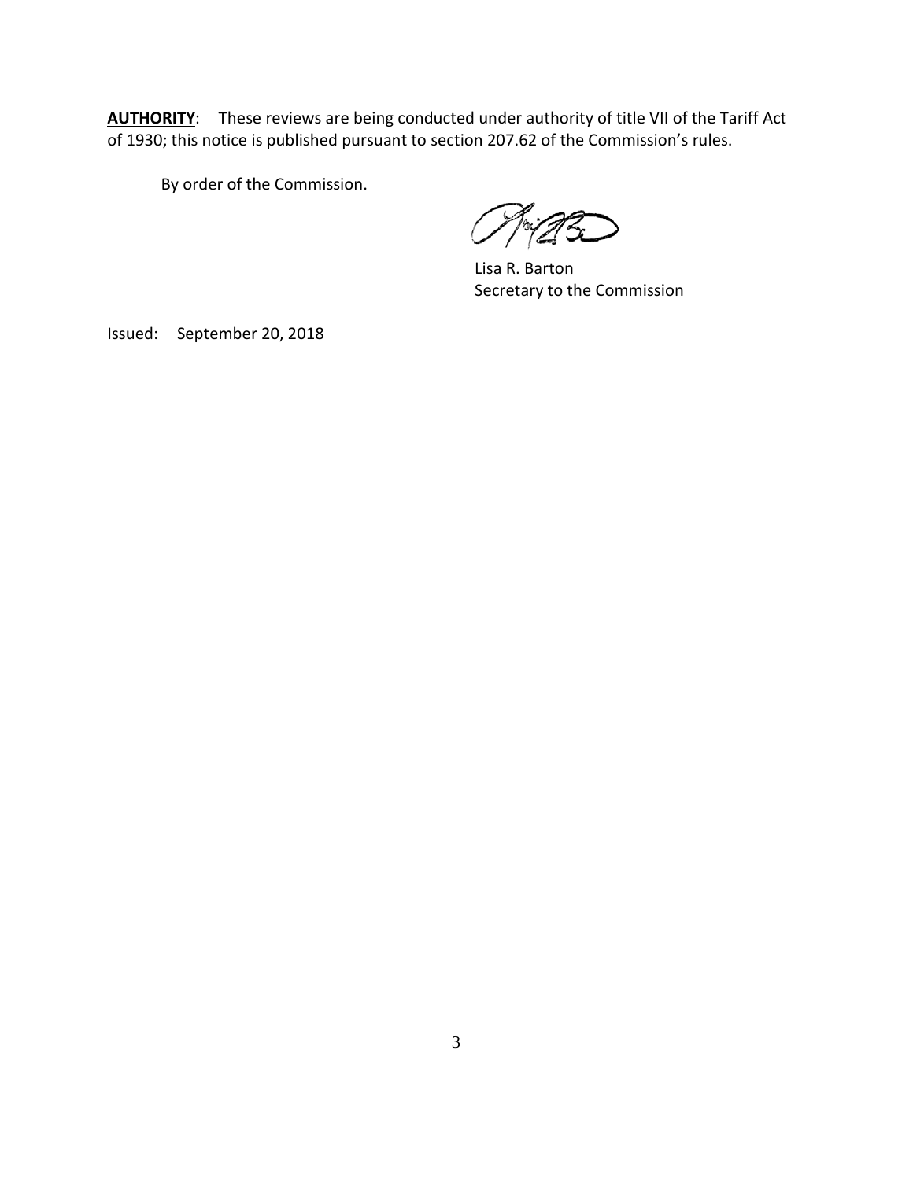**AUTHORITY**: These reviews are being conducted under authority of title VII of the Tariff Act of 1930; this notice is published pursuant to section 207.62 of the Commission's rules.

By order of the Commission.

Lisa R. Barton
Secretary to the Commission

Issued: September 20, 2018